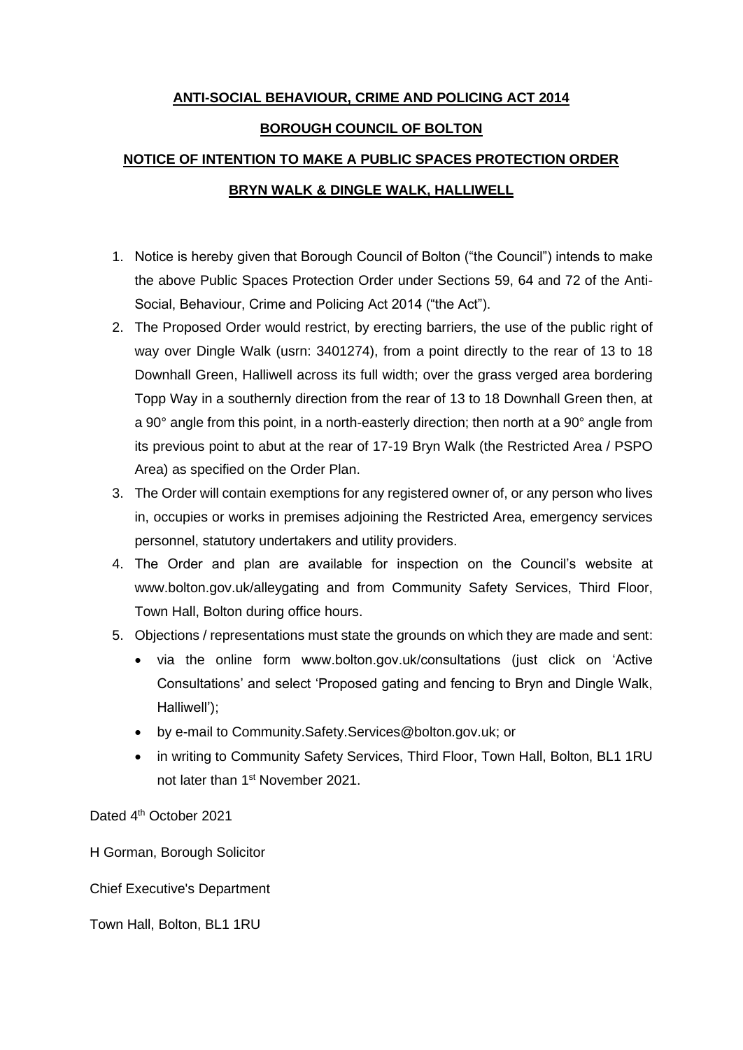**ANTI-SOCIAL BEHAVIOUR, CRIME AND POLICING ACT 2014**

**BOROUGH COUNCIL OF BOLTON**

**NOTICE OF INTENTION TO MAKE A PUBLIC SPACES PROTECTION ORDER**

**BRYN WALK & DINGLE WALK, HALLIWELL**

1. Notice is hereby given that Borough Council of Bolton ("the Council") intends to make the above Public Spaces Protection Order under Sections 59, 64 and 72 of the Anti-Social, Behaviour, Crime and Policing Act 2014 ("the Act").
2. The Proposed Order would restrict, by erecting barriers, the use of the public right of way over Dingle Walk (usrn: 3401274), from a point directly to the rear of 13 to 18 Downhall Green, Halliwell across its full width; over the grass verged area bordering Topp Way in a southernly direction from the rear of 13 to 18 Downhall Green then, at a 90° angle from this point, in a north-easterly direction; then north at a 90° angle from its previous point to abut at the rear of 17-19 Bryn Walk (the Restricted Area / PSPO Area) as specified on the Order Plan.
3. The Order will contain exemptions for any registered owner of, or any person who lives in, occupies or works in premises adjoining the Restricted Area, emergency services personnel, statutory undertakers and utility providers.
4. The Order and plan are available for inspection on the Council's website at www.bolton.gov.uk/alleygating and from Community Safety Services, Third Floor, Town Hall, Bolton during office hours.
5. Objections / representations must state the grounds on which they are made and sent:
   - via the online form www.bolton.gov.uk/consultations (just click on 'Active Consultations' and select 'Proposed gating and fencing to Bryn and Dingle Walk, Halliwell');
   - by e-mail to Community.Safety.Services@bolton.gov.uk; or
   - in writing to Community Safety Services, Third Floor, Town Hall, Bolton, BL1 1RU not later than 1st November 2021.

Dated 4th October 2021

H Gorman, Borough Solicitor

Chief Executive's Department

Town Hall, Bolton, BL1 1RU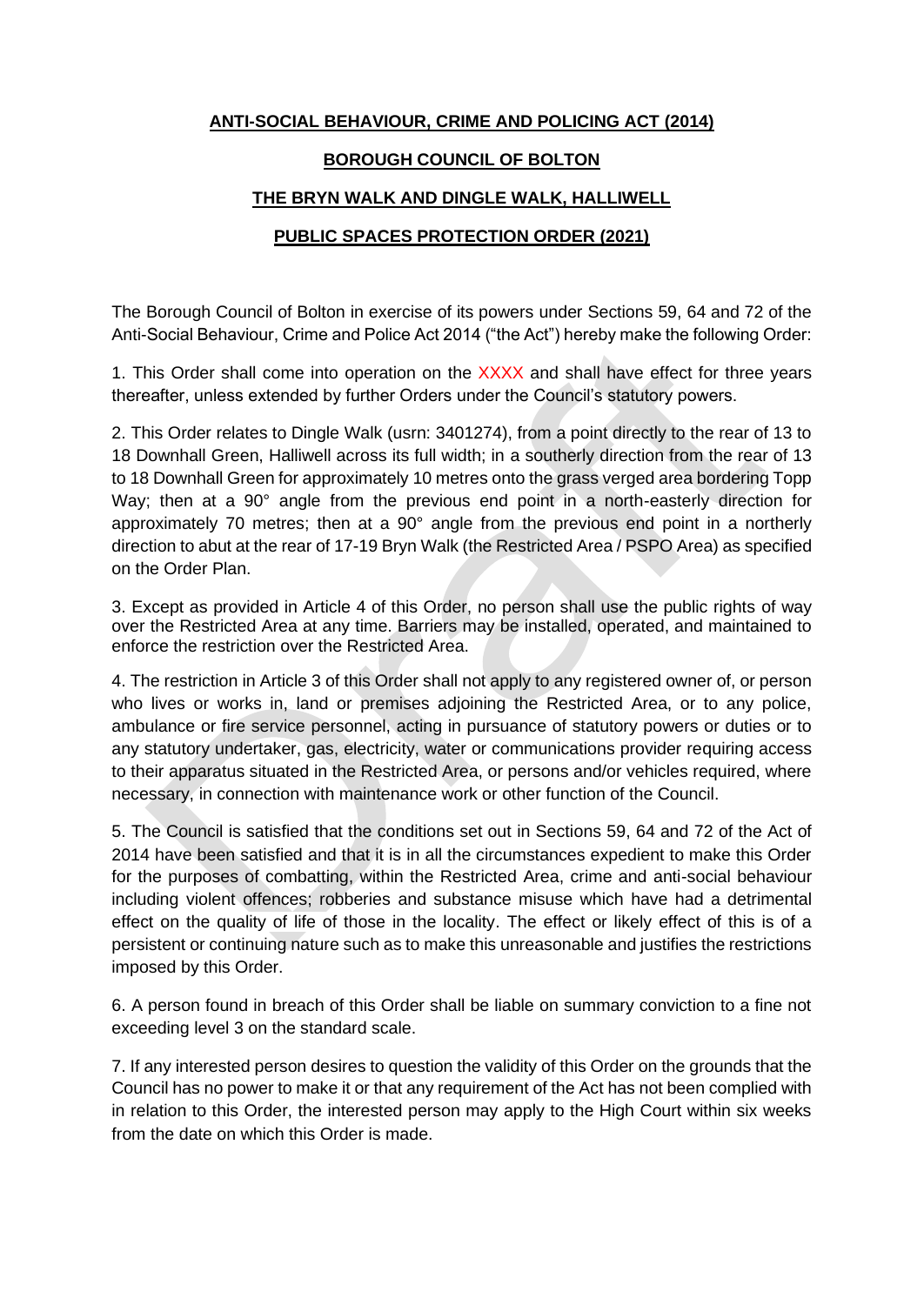**ANTI-SOCIAL BEHAVIOUR, CRIME AND POLICING ACT (2014)**

**BOROUGH COUNCIL OF BOLTON**

**THE BRYN WALK AND DINGLE WALK, HALLIWELL**

**PUBLIC SPACES PROTECTION ORDER (2021)**

The Borough Council of Bolton in exercise of its powers under Sections 59, 64 and 72 of the Anti-Social Behaviour, Crime and Police Act 2014 ("the Act") hereby make the following Order:

1. This Order shall come into operation on the XXXX and shall have effect for three years thereafter, unless extended by further Orders under the Council's statutory powers.

2. This Order relates to Dingle Walk (usrn: 3401274), from a point directly to the rear of 13 to 18 Downhall Green, Halliwell across its full width; in a southerly direction from the rear of 13 to 18 Downhall Green for approximately 10 metres onto the grass verged area bordering Topp Way; then at a 90° angle from the previous end point in a north-easterly direction for approximately 70 metres; then at a 90° angle from the previous end point in a northerly direction to abut at the rear of 17-19 Bryn Walk (the Restricted Area / PSPO Area) as specified on the Order Plan.

3. Except as provided in Article 4 of this Order, no person shall use the public rights of way over the Restricted Area at any time. Barriers may be installed, operated, and maintained to enforce the restriction over the Restricted Area.

4. The restriction in Article 3 of this Order shall not apply to any registered owner of, or person who lives or works in, land or premises adjoining the Restricted Area, or to any police, ambulance or fire service personnel, acting in pursuance of statutory powers or duties or to any statutory undertaker, gas, electricity, water or communications provider requiring access to their apparatus situated in the Restricted Area, or persons and/or vehicles required, where necessary, in connection with maintenance work or other function of the Council.

5. The Council is satisfied that the conditions set out in Sections 59, 64 and 72 of the Act of 2014 have been satisfied and that it is in all the circumstances expedient to make this Order for the purposes of combatting, within the Restricted Area, crime and anti-social behaviour including violent offences; robberies and substance misuse which have had a detrimental effect on the quality of life of those in the locality. The effect or likely effect of this is of a persistent or continuing nature such as to make this unreasonable and justifies the restrictions imposed by this Order.

6. A person found in breach of this Order shall be liable on summary conviction to a fine not exceeding level 3 on the standard scale.

7. If any interested person desires to question the validity of this Order on the grounds that the Council has no power to make it or that any requirement of the Act has not been complied with in relation to this Order, the interested person may apply to the High Court within six weeks from the date on which this Order is made.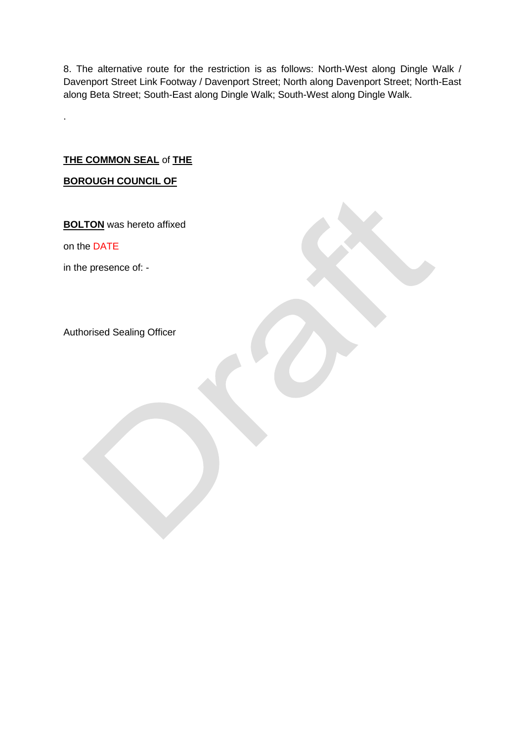8. The alternative route for the restriction is as follows: North-West along Dingle Walk / Davenport Street Link Footway / Davenport Street; North along Davenport Street; North-East along Beta Street; South-East along Dingle Walk; South-West along Dingle Walk.

.

**THE COMMON SEAL** of **THE**

**BOROUGH COUNCIL OF**

**BOLTON** was hereto affixed

on the DATE

in the presence of: -

Authorised Sealing Officer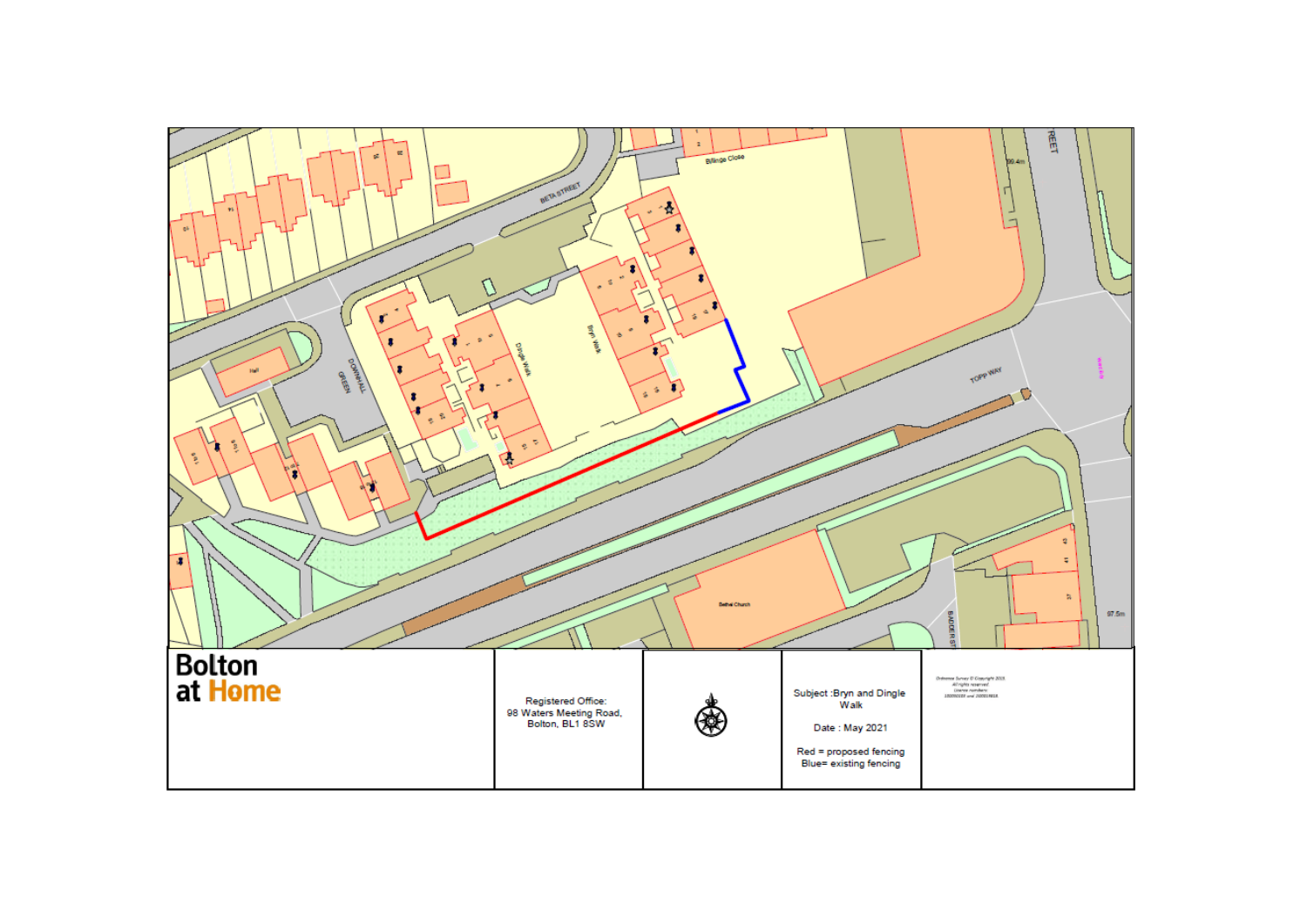BETA STREET

Billinge Close

Dingle Walk

Bryn Walk

DOWNHALL GREEN

TOPP WAY

Bethel Church

Hall

99.4m

97.5m

Bolton at Home

Registered Office:
98 Waters Meeting Road,
Bolton, BL1 8SW

Subject :Bryn and Dingle Walk

Date : May 2021

Red = proposed fencing
Blue= existing fencing